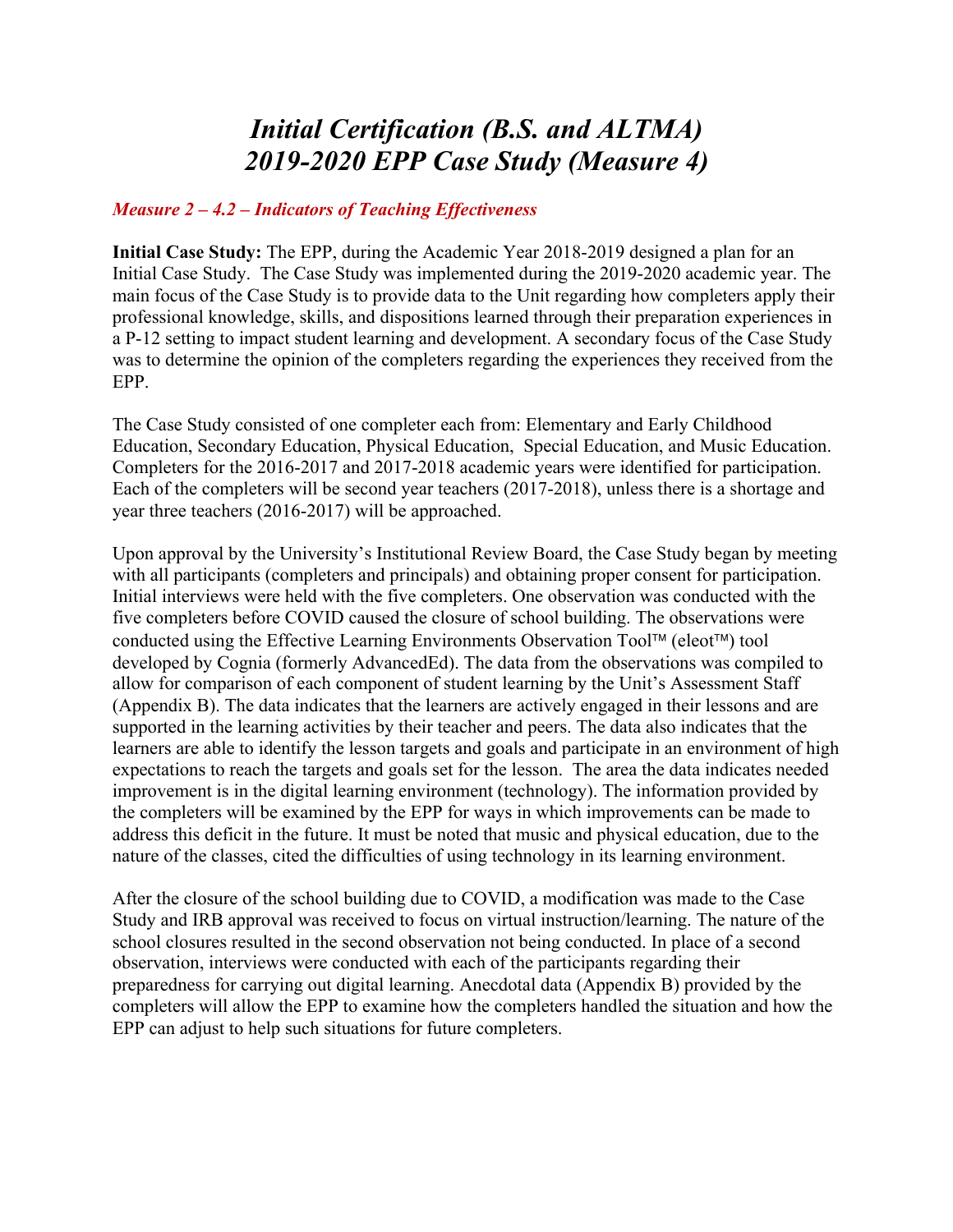# *Initial Certification (B.S. and ALTMA) 2019-2020 EPP Case Study (Measure 4)*

### *Measure 2 – 4.2 – Indicators of Teaching Effectiveness*

**Initial Case Study:** The EPP, during the Academic Year 2018-2019 designed a plan for an Initial Case Study. The Case Study was implemented during the 2019-2020 academic year. The main focus of the Case Study is to provide data to the Unit regarding how completers apply their professional knowledge, skills, and dispositions learned through their preparation experiences in a P-12 setting to impact student learning and development. A secondary focus of the Case Study was to determine the opinion of the completers regarding the experiences they received from the EPP.

The Case Study consisted of one completer each from: Elementary and Early Childhood Education, Secondary Education, Physical Education, Special Education, and Music Education. Completers for the 2016-2017 and 2017-2018 academic years were identified for participation. Each of the completers will be second year teachers (2017-2018), unless there is a shortage and year three teachers (2016-2017) will be approached.

Upon approval by the University's Institutional Review Board, the Case Study began by meeting with all participants (completers and principals) and obtaining proper consent for participation. Initial interviews were held with the five completers. One observation was conducted with the five completers before COVID caused the closure of school building. The observations were conducted using the Effective Learning Environments Observation Tool™ (eleot™) tool developed by Cognia (formerly AdvancedEd). The data from the observations was compiled to allow for comparison of each component of student learning by the Unit's Assessment Staff (Appendix B). The data indicates that the learners are actively engaged in their lessons and are supported in the learning activities by their teacher and peers. The data also indicates that the learners are able to identify the lesson targets and goals and participate in an environment of high expectations to reach the targets and goals set for the lesson. The area the data indicates needed improvement is in the digital learning environment (technology). The information provided by the completers will be examined by the EPP for ways in which improvements can be made to address this deficit in the future. It must be noted that music and physical education, due to the nature of the classes, cited the difficulties of using technology in its learning environment.

After the closure of the school building due to COVID, a modification was made to the Case Study and IRB approval was received to focus on virtual instruction/learning. The nature of the school closures resulted in the second observation not being conducted. In place of a second observation, interviews were conducted with each of the participants regarding their preparedness for carrying out digital learning. Anecdotal data (Appendix B) provided by the completers will allow the EPP to examine how the completers handled the situation and how the EPP can adjust to help such situations for future completers.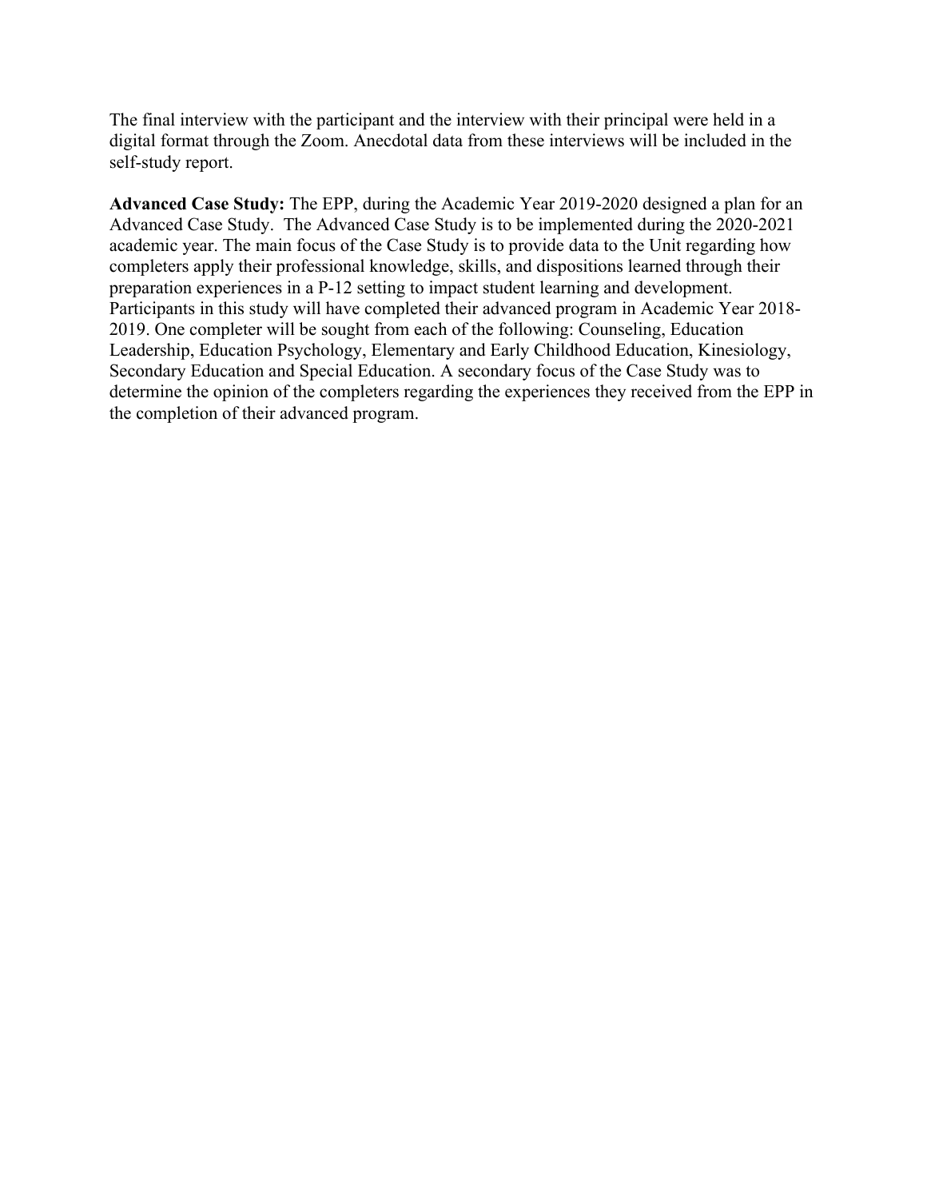The final interview with the participant and the interview with their principal were held in a digital format through the Zoom. Anecdotal data from these interviews will be included in the self-study report.

**Advanced Case Study:** The EPP, during the Academic Year 2019-2020 designed a plan for an Advanced Case Study. The Advanced Case Study is to be implemented during the 2020-2021 academic year. The main focus of the Case Study is to provide data to the Unit regarding how completers apply their professional knowledge, skills, and dispositions learned through their preparation experiences in a P-12 setting to impact student learning and development. Participants in this study will have completed their advanced program in Academic Year 2018-2019. One completer will be sought from each of the following: Counseling, Education Leadership, Education Psychology, Elementary and Early Childhood Education, Kinesiology, Secondary Education and Special Education. A secondary focus of the Case Study was to determine the opinion of the completers regarding the experiences they received from the EPP in the completion of their advanced program.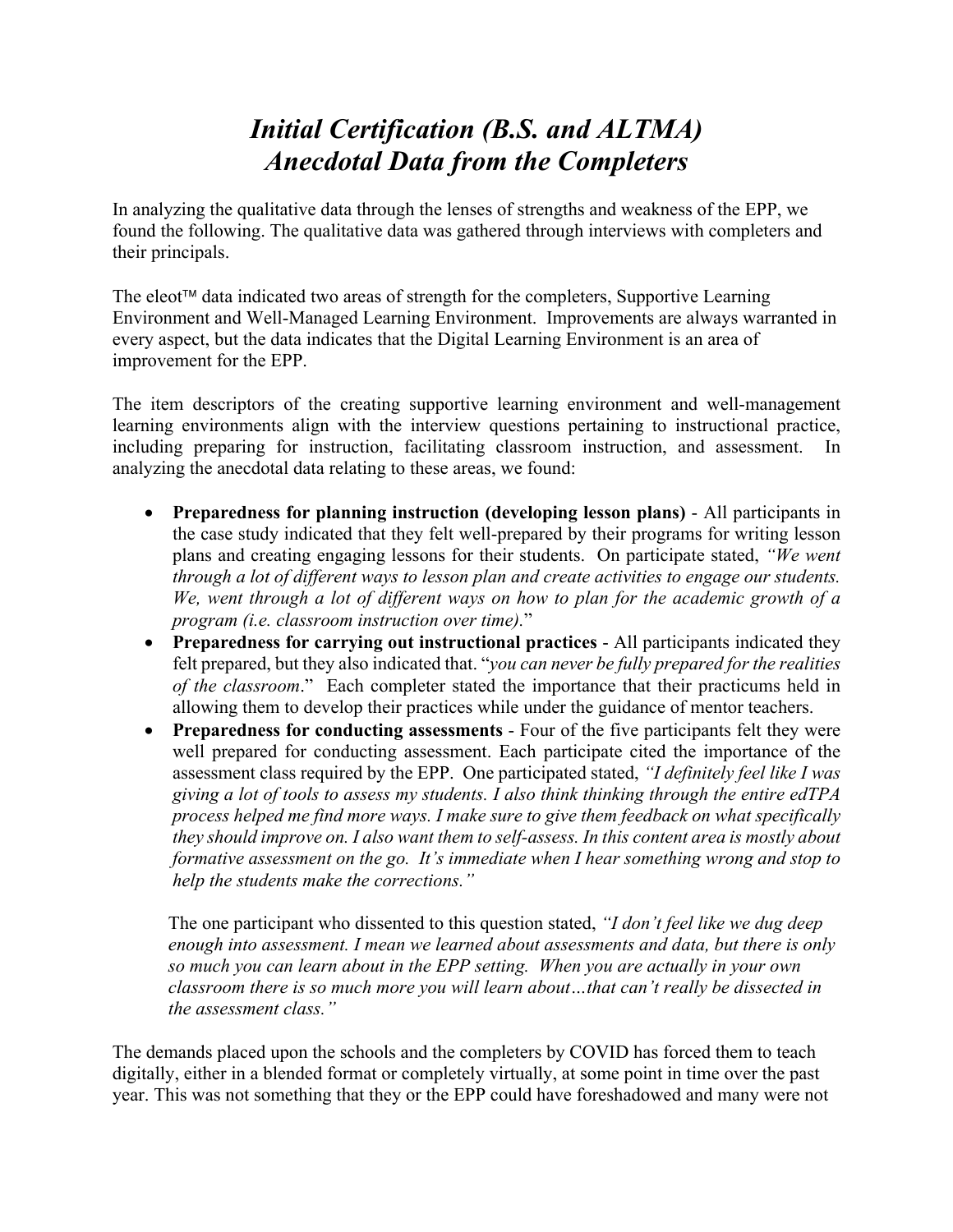# *Initial Certification (B.S. and ALTMA)*
# *Anecdotal Data from the Completers*

In analyzing the qualitative data through the lenses of strengths and weakness of the EPP, we found the following. The qualitative data was gathered through interviews with completers and their principals.

The eleot™ data indicated two areas of strength for the completers, Supportive Learning Environment and Well-Managed Learning Environment. Improvements are always warranted in every aspect, but the data indicates that the Digital Learning Environment is an area of improvement for the EPP.

The item descriptors of the creating supportive learning environment and well-management learning environments align with the interview questions pertaining to instructional practice, including preparing for instruction, facilitating classroom instruction, and assessment. In analyzing the anecdotal data relating to these areas, we found:

- **Preparedness for planning instruction (developing lesson plans)** - All participants in the case study indicated that they felt well-prepared by their programs for writing lesson plans and creating engaging lessons for their students. On participate stated, *"We went through a lot of different ways to lesson plan and create activities to engage our students. We, went through a lot of different ways on how to plan for the academic growth of a program (i.e. classroom instruction over time).*"
- **Preparedness for carrying out instructional practices** - All participants indicated they felt prepared, but they also indicated that. "*you can never be fully prepared for the realities of the classroom*." Each completer stated the importance that their practicums held in allowing them to develop their practices while under the guidance of mentor teachers.
- **Preparedness for conducting assessments** - Four of the five participants felt they were well prepared for conducting assessment. Each participate cited the importance of the assessment class required by the EPP. One participated stated, *"I definitely feel like I was giving a lot of tools to assess my students. I also think thinking through the entire edTPA process helped me find more ways. I make sure to give them feedback on what specifically they should improve on. I also want them to self-assess. In this content area is mostly about formative assessment on the go. It's immediate when I hear something wrong and stop to help the students make the corrections."*

  The one participant who dissented to this question stated, *"I don't feel like we dug deep enough into assessment. I mean we learned about assessments and data, but there is only so much you can learn about in the EPP setting. When you are actually in your own classroom there is so much more you will learn about…that can't really be dissected in the assessment class."*

The demands placed upon the schools and the completers by COVID has forced them to teach digitally, either in a blended format or completely virtually, at some point in time over the past year. This was not something that they or the EPP could have foreshadowed and many were not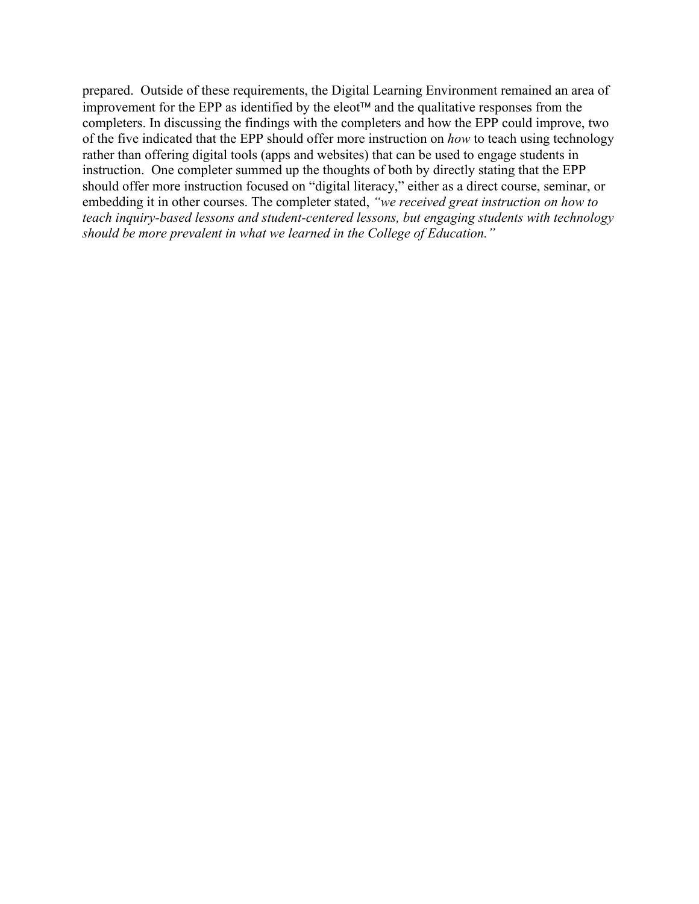prepared. Outside of these requirements, the Digital Learning Environment remained an area of improvement for the EPP as identified by the eleot™ and the qualitative responses from the completers. In discussing the findings with the completers and how the EPP could improve, two of the five indicated that the EPP should offer more instruction on *how* to teach using technology rather than offering digital tools (apps and websites) that can be used to engage students in instruction. One completer summed up the thoughts of both by directly stating that the EPP should offer more instruction focused on "digital literacy," either as a direct course, seminar, or embedding it in other courses. The completer stated, *"we received great instruction on how to teach inquiry-based lessons and student-centered lessons, but engaging students with technology should be more prevalent in what we learned in the College of Education."*